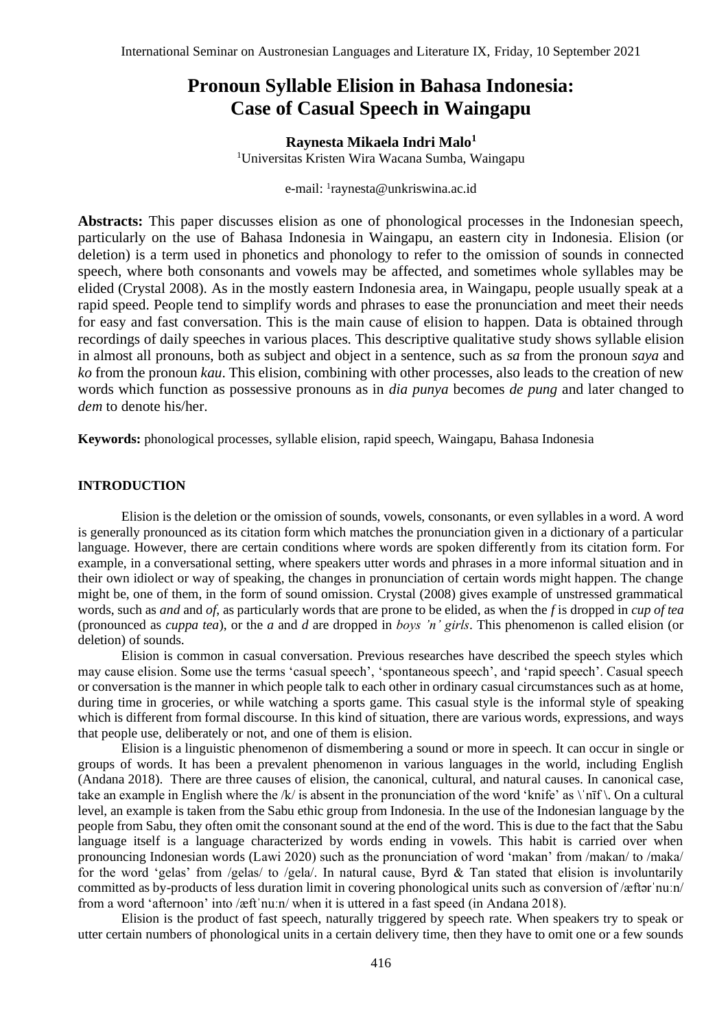# Pronoun Syllable Elision in Bahasa Indonesia: Case of Casual Speech in Waingapu

**Raynesta Mikaela Indri Malo**[1]

[1]Universitas Kristen Wira Wacana Sumba, Waingapu

e-mail: [1]raynesta@unkriswina.ac.id

**Abstracts:** This paper discusses elision as one of phonological processes in the Indonesian speech, particularly on the use of Bahasa Indonesia in Waingapu, an eastern city in Indonesia. Elision (or deletion) is a term used in phonetics and phonology to refer to the omission of sounds in connected speech, where both consonants and vowels may be affected, and sometimes whole syllables may be elided (Crystal 2008). As in the mostly eastern Indonesia area, in Waingapu, people usually speak at a rapid speed. People tend to simplify words and phrases to ease the pronunciation and meet their needs for easy and fast conversation. This is the main cause of elision to happen. Data is obtained through recordings of daily speeches in various places. This descriptive qualitative study shows syllable elision in almost all pronouns, both as subject and object in a sentence, such as *sa* from the pronoun *saya* and *ko* from the pronoun *kau*. This elision, combining with other processes, also leads to the creation of new words which function as possessive pronouns as in *dia punya* becomes *de pung* and later changed to *dem* to denote his/her.

**Keywords:** phonological processes, syllable elision, rapid speech, Waingapu, Bahasa Indonesia

## INTRODUCTION

Elision is the deletion or the omission of sounds, vowels, consonants, or even syllables in a word. A word is generally pronounced as its citation form which matches the pronunciation given in a dictionary of a particular language. However, there are certain conditions where words are spoken differently from its citation form. For example, in a conversational setting, where speakers utter words and phrases in a more informal situation and in their own idiolect or way of speaking, the changes in pronunciation of certain words might happen. The change might be, one of them, in the form of sound omission. Crystal (2008) gives example of unstressed grammatical words, such as *and* and *of*, as particularly words that are prone to be elided, as when the *f* is dropped in *cup of tea* (pronounced as *cuppa tea*), or the *a* and *d* are dropped in *boys 'n' girls*. This phenomenon is called elision (or deletion) of sounds.

Elision is common in casual conversation. Previous researches have described the speech styles which may cause elision. Some use the terms 'casual speech', 'spontaneous speech', and 'rapid speech'. Casual speech or conversation is the manner in which people talk to each other in ordinary casual circumstances such as at home, during time in groceries, or while watching a sports game. This casual style is the informal style of speaking which is different from formal discourse. In this kind of situation, there are various words, expressions, and ways that people use, deliberately or not, and one of them is elision.

Elision is a linguistic phenomenon of dismembering a sound or more in speech. It can occur in single or groups of words. It has been a prevalent phenomenon in various languages in the world, including English (Andana 2018). There are three causes of elision, the canonical, cultural, and natural causes. In canonical case, take an example in English where the /k/ is absent in the pronunciation of the word 'knife' as \ˈnīf\. On a cultural level, an example is taken from the Sabu ethic group from Indonesia. In the use of the Indonesian language by the people from Sabu, they often omit the consonant sound at the end of the word. This is due to the fact that the Sabu language itself is a language characterized by words ending in vowels. This habit is carried over when pronouncing Indonesian words (Lawi 2020) such as the pronunciation of word 'makan' from /makan/ to /maka/ for the word 'gelas' from /gelas/ to /gela/. In natural cause, Byrd & Tan stated that elision is involuntarily committed as by-products of less duration limit in covering phonological units such as conversion of /æftərˈnuːn/ from a word 'afternoon' into /æftˈnuːn/ when it is uttered in a fast speed (in Andana 2018).

Elision is the product of fast speech, naturally triggered by speech rate. When speakers try to speak or utter certain numbers of phonological units in a certain delivery time, then they have to omit one or a few sounds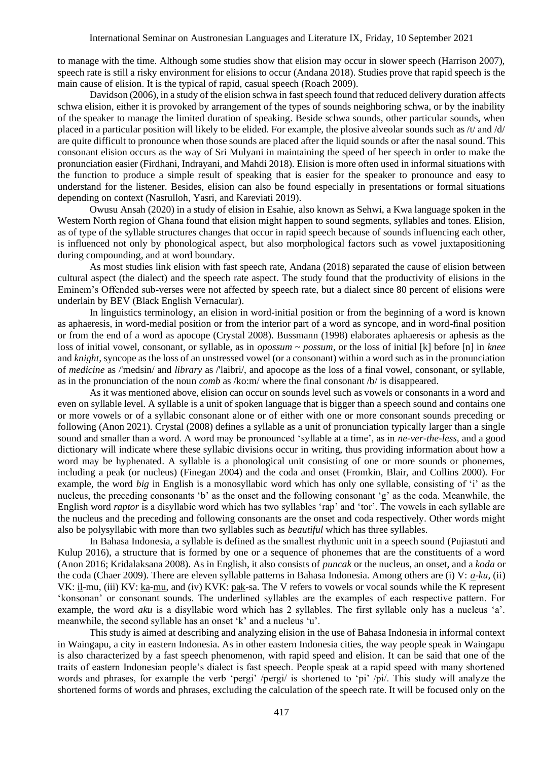to manage with the time. Although some studies show that elision may occur in slower speech (Harrison 2007), speech rate is still a risky environment for elisions to occur (Andana 2018). Studies prove that rapid speech is the main cause of elision. It is the typical of rapid, casual speech (Roach 2009).

Davidson (2006), in a study of the elision schwa in fast speech found that reduced delivery duration affects schwa elision, either it is provoked by arrangement of the types of sounds neighboring schwa, or by the inability of the speaker to manage the limited duration of speaking. Beside schwa sounds, other particular sounds, when placed in a particular position will likely to be elided. For example, the plosive alveolar sounds such as /t/ and /d/ are quite difficult to pronounce when those sounds are placed after the liquid sounds or after the nasal sound. This consonant elision occurs as the way of Sri Mulyani in maintaining the speed of her speech in order to make the pronunciation easier (Firdhani, Indrayani, and Mahdi 2018). Elision is more often used in informal situations with the function to produce a simple result of speaking that is easier for the speaker to pronounce and easy to understand for the listener. Besides, elision can also be found especially in presentations or formal situations depending on context (Nasrulloh, Yasri, and Kareviati 2019).

Owusu Ansah (2020) in a study of elision in Esahie, also known as Sehwi, a Kwa language spoken in the Western North region of Ghana found that elision might happen to sound segments, syllables and tones. Elision, as of type of the syllable structures changes that occur in rapid speech because of sounds influencing each other, is influenced not only by phonological aspect, but also morphological factors such as vowel juxtapositioning during compounding, and at word boundary.

As most studies link elision with fast speech rate, Andana (2018) separated the cause of elision between cultural aspect (the dialect) and the speech rate aspect. The study found that the productivity of elisions in the Eminem's Offended sub-verses were not affected by speech rate, but a dialect since 80 percent of elisions were underlain by BEV (Black English Vernacular).

In linguistics terminology, an elision in word-initial position or from the beginning of a word is known as aphaeresis, in word-medial position or from the interior part of a word as syncope, and in word-final position or from the end of a word as apocope (Crystal 2008). Bussmann (1998) elaborates aphaeresis or aphesis as the loss of initial vowel, consonant, or syllable, as in *opossum ~ possum*, or the loss of initial [k] before [n] in *knee* and *knight*, syncope as the loss of an unstressed vowel (or a consonant) within a word such as in the pronunciation of *medicine* as /'medsin/ and *library* as /'laibri/, and apocope as the loss of a final vowel, consonant, or syllable, as in the pronunciation of the noun *comb* as /ko:m/ where the final consonant /b/ is disappeared.

As it was mentioned above, elision can occur on sounds level such as vowels or consonants in a word and even on syllable level. A syllable is a unit of spoken language that is bigger than a speech sound and contains one or more vowels or of a syllabic consonant alone or of either with one or more consonant sounds preceding or following (Anon 2021). Crystal (2008) defines a syllable as a unit of pronunciation typically larger than a single sound and smaller than a word. A word may be pronounced 'syllable at a time', as in *ne-ver-the-less*, and a good dictionary will indicate where these syllabic divisions occur in writing, thus providing information about how a word may be hyphenated. A syllable is a phonological unit consisting of one or more sounds or phonemes, including a peak (or nucleus) (Finegan 2004) and the coda and onset (Fromkin, Blair, and Collins 2000). For example, the word *big* in English is a monosyllabic word which has only one syllable, consisting of 'i' as the nucleus, the preceding consonants 'b' as the onset and the following consonant 'g' as the coda. Meanwhile, the English word *raptor* is a disyllabic word which has two syllables 'rap' and 'tor'. The vowels in each syllable are the nucleus and the preceding and following consonants are the onset and coda respectively. Other words might also be polysyllabic with more than two syllables such as *beautiful* which has three syllables.

In Bahasa Indonesia, a syllable is defined as the smallest rhythmic unit in a speech sound (Pujiastuti and Kulup 2016), a structure that is formed by one or a sequence of phonemes that are the constituents of a word (Anon 2016; Kridalaksana 2008). As in English, it also consists of *puncak* or the nucleus, an onset, and a *koda* or the coda (Chaer 2009). There are eleven syllable patterns in Bahasa Indonesia. Among others are (i) V: *a-ku*, (ii) VK: il-mu, (iii) KV: ka-mu, and (iv) KVK: pak-sa. The V refers to vowels or vocal sounds while the K represent 'konsonan' or consonant sounds. The underlined syllables are the examples of each respective pattern. For example, the word *aku* is a disyllabic word which has 2 syllables. The first syllable only has a nucleus 'a'. meanwhile, the second syllable has an onset 'k' and a nucleus 'u'.

This study is aimed at describing and analyzing elision in the use of Bahasa Indonesia in informal context in Waingapu, a city in eastern Indonesia. As in other eastern Indonesia cities, the way people speak in Waingapu is also characterized by a fast speech phenomenon, with rapid speed and elision. It can be said that one of the traits of eastern Indonesian people's dialect is fast speech. People speak at a rapid speed with many shortened words and phrases, for example the verb 'pergi' /pergi/ is shortened to 'pi' /pi/. This study will analyze the shortened forms of words and phrases, excluding the calculation of the speech rate. It will be focused only on the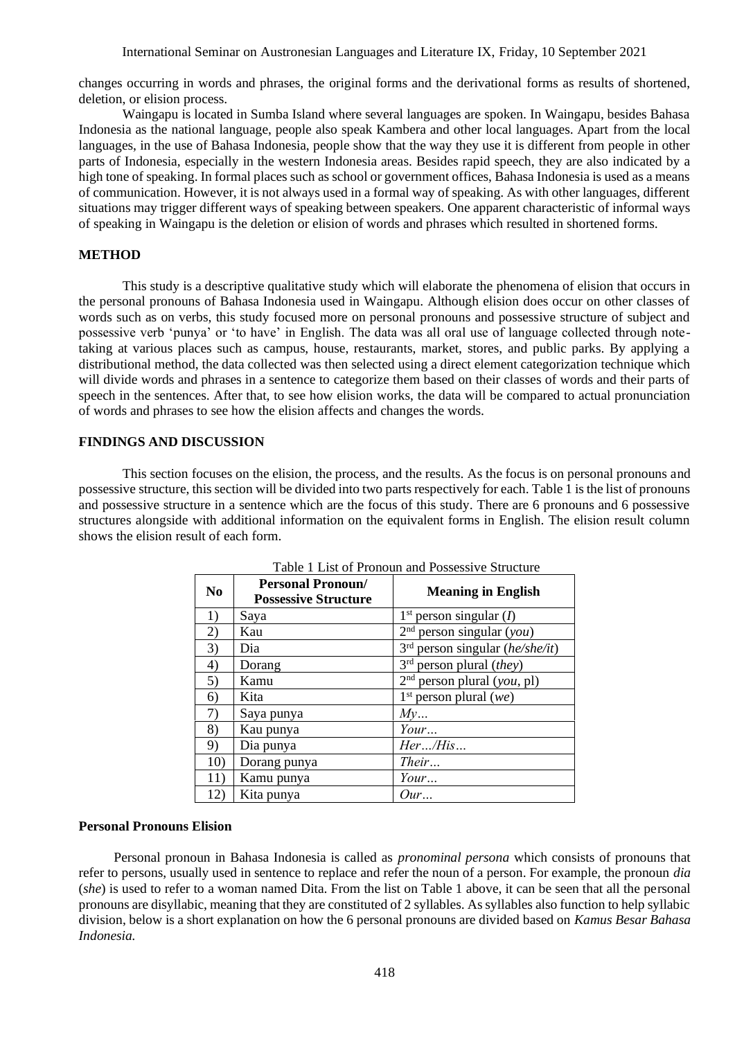changes occurring in words and phrases, the original forms and the derivational forms as results of shortened, deletion, or elision process.

Waingapu is located in Sumba Island where several languages are spoken. In Waingapu, besides Bahasa Indonesia as the national language, people also speak Kambera and other local languages. Apart from the local languages, in the use of Bahasa Indonesia, people show that the way they use it is different from people in other parts of Indonesia, especially in the western Indonesia areas. Besides rapid speech, they are also indicated by a high tone of speaking. In formal places such as school or government offices, Bahasa Indonesia is used as a means of communication. However, it is not always used in a formal way of speaking. As with other languages, different situations may trigger different ways of speaking between speakers. One apparent characteristic of informal ways of speaking in Waingapu is the deletion or elision of words and phrases which resulted in shortened forms.

## METHOD

This study is a descriptive qualitative study which will elaborate the phenomena of elision that occurs in the personal pronouns of Bahasa Indonesia used in Waingapu. Although elision does occur on other classes of words such as on verbs, this study focused more on personal pronouns and possessive structure of subject and possessive verb 'punya' or 'to have' in English. The data was all oral use of language collected through note-taking at various places such as campus, house, restaurants, market, stores, and public parks. By applying a distributional method, the data collected was then selected using a direct element categorization technique which will divide words and phrases in a sentence to categorize them based on their classes of words and their parts of speech in the sentences. After that, to see how elision works, the data will be compared to actual pronunciation of words and phrases to see how the elision affects and changes the words.

## FINDINGS AND DISCUSSION

This section focuses on the elision, the process, and the results. As the focus is on personal pronouns and possessive structure, this section will be divided into two parts respectively for each. Table 1 is the list of pronouns and possessive structure in a sentence which are the focus of this study. There are 6 pronouns and 6 possessive structures alongside with additional information on the equivalent forms in English. The elision result column shows the elision result of each form.

Table 1 List of Pronoun and Possessive Structure

| No | Personal Pronoun/ Possessive Structure | Meaning in English |
|---|---|---|
| 1) | Saya | 1st person singular (*I*) |
| 2) | Kau | 2nd person singular (*you*) |
| 3) | Dia | 3rd person singular (*he/she/it*) |
| 4) | Dorang | 3rd person plural (*they*) |
| 5) | Kamu | 2nd person plural (*you*, pl) |
| 6) | Kita | 1st person plural (*we*) |
| 7) | Saya punya | *My…* |
| 8) | Kau punya | *Your…* |
| 9) | Dia punya | *Her…/His…* |
| 10) | Dorang punya | *Their…* |
| 11) | Kamu punya | *Your…* |
| 12) | Kita punya | *Our…* |

### Personal Pronouns Elision

Personal pronoun in Bahasa Indonesia is called as *pronominal persona* which consists of pronouns that refer to persons, usually used in sentence to replace and refer the noun of a person. For example, the pronoun *dia* (*she*) is used to refer to a woman named Dita. From the list on Table 1 above, it can be seen that all the personal pronouns are disyllabic, meaning that they are constituted of 2 syllables. As syllables also function to help syllabic division, below is a short explanation on how the 6 personal pronouns are divided based on *Kamus Besar Bahasa Indonesia.*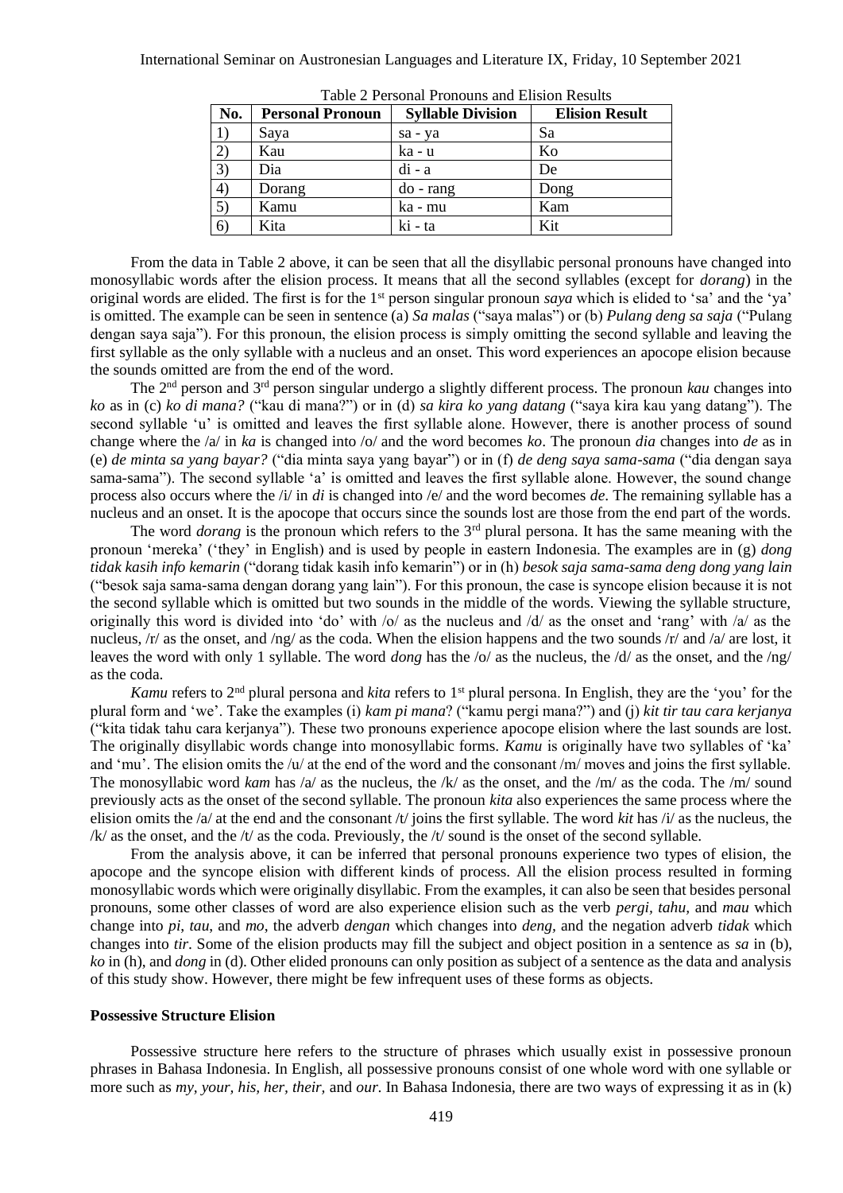Table 2 Personal Pronouns and Elision Results

| No. | Personal Pronoun | Syllable Division | Elision Result |
|---|---|---|---|
| 1) | Saya | sa - ya | Sa |
| 2) | Kau | ka - u | Ko |
| 3) | Dia | di - a | De |
| 4) | Dorang | do - rang | Dong |
| 5) | Kamu | ka - mu | Kam |
| 6) | Kita | ki - ta | Kit |

From the data in Table 2 above, it can be seen that all the disyllabic personal pronouns have changed into monosyllabic words after the elision process. It means that all the second syllables (except for *dorang*) in the original words are elided. The first is for the 1st person singular pronoun *saya* which is elided to 'sa' and the 'ya' is omitted. The example can be seen in sentence (a) *Sa malas* ("saya malas") or (b) *Pulang deng sa saja* ("Pulang dengan saya saja"). For this pronoun, the elision process is simply omitting the second syllable and leaving the first syllable as the only syllable with a nucleus and an onset. This word experiences an apocope elision because the sounds omitted are from the end of the word.

The 2nd person and 3rd person singular undergo a slightly different process. The pronoun *kau* changes into *ko* as in (c) *ko di mana?* ("kau di mana?") or in (d) *sa kira ko yang datang* ("saya kira kau yang datang"). The second syllable 'u' is omitted and leaves the first syllable alone. However, there is another process of sound change where the /a/ in *ka* is changed into /o/ and the word becomes *ko*. The pronoun *dia* changes into *de* as in (e) *de minta sa yang bayar?* ("dia minta saya yang bayar") or in (f) *de deng saya sama-sama* ("dia dengan saya sama-sama"). The second syllable 'a' is omitted and leaves the first syllable alone. However, the sound change process also occurs where the /i/ in *di* is changed into /e/ and the word becomes *de*. The remaining syllable has a nucleus and an onset. It is the apocope that occurs since the sounds lost are those from the end part of the words.

The word *dorang* is the pronoun which refers to the 3rd plural persona. It has the same meaning with the pronoun 'mereka' ('they' in English) and is used by people in eastern Indonesia. The examples are in (g) *dong tidak kasih info kemarin* ("dorang tidak kasih info kemarin") or in (h) *besok saja sama-sama deng dong yang lain* ("besok saja sama-sama dengan dorang yang lain"). For this pronoun, the case is syncope elision because it is not the second syllable which is omitted but two sounds in the middle of the words. Viewing the syllable structure, originally this word is divided into 'do' with /o/ as the nucleus and /d/ as the onset and 'rang' with /a/ as the nucleus, /r/ as the onset, and /ng/ as the coda. When the elision happens and the two sounds /r/ and /a/ are lost, it leaves the word with only 1 syllable. The word *dong* has the /o/ as the nucleus, the /d/ as the onset, and the /ng/ as the coda.

*Kamu* refers to 2nd plural persona and *kita* refers to 1st plural persona. In English, they are the 'you' for the plural form and 'we'. Take the examples (i) *kam pi mana*? ("kamu pergi mana?") and (j) *kit tir tau cara kerjanya* ("kita tidak tahu cara kerjanya"). These two pronouns experience apocope elision where the last sounds are lost. The originally disyllabic words change into monosyllabic forms. *Kamu* is originally have two syllables of 'ka' and 'mu'. The elision omits the /u/ at the end of the word and the consonant /m/ moves and joins the first syllable. The monosyllabic word *kam* has /a/ as the nucleus, the /k/ as the onset, and the /m/ as the coda. The /m/ sound previously acts as the onset of the second syllable. The pronoun *kita* also experiences the same process where the elision omits the /a/ at the end and the consonant /t/ joins the first syllable. The word *kit* has /i/ as the nucleus, the /k/ as the onset, and the /t/ as the coda. Previously, the /t/ sound is the onset of the second syllable.

From the analysis above, it can be inferred that personal pronouns experience two types of elision, the apocope and the syncope elision with different kinds of process. All the elision process resulted in forming monosyllabic words which were originally disyllabic. From the examples, it can also be seen that besides personal pronouns, some other classes of word are also experience elision such as the verb *pergi, tahu,* and *mau* which change into *pi, tau,* and *mo,* the adverb *dengan* which changes into *deng,* and the negation adverb *tidak* which changes into *tir.* Some of the elision products may fill the subject and object position in a sentence as *sa* in (b), *ko* in (h), and *dong* in (d). Other elided pronouns can only position as subject of a sentence as the data and analysis of this study show. However, there might be few infrequent uses of these forms as objects.

### Possessive Structure Elision

Possessive structure here refers to the structure of phrases which usually exist in possessive pronoun phrases in Bahasa Indonesia. In English, all possessive pronouns consist of one whole word with one syllable or more such as *my, your, his, her, their,* and *our.* In Bahasa Indonesia, there are two ways of expressing it as in (k)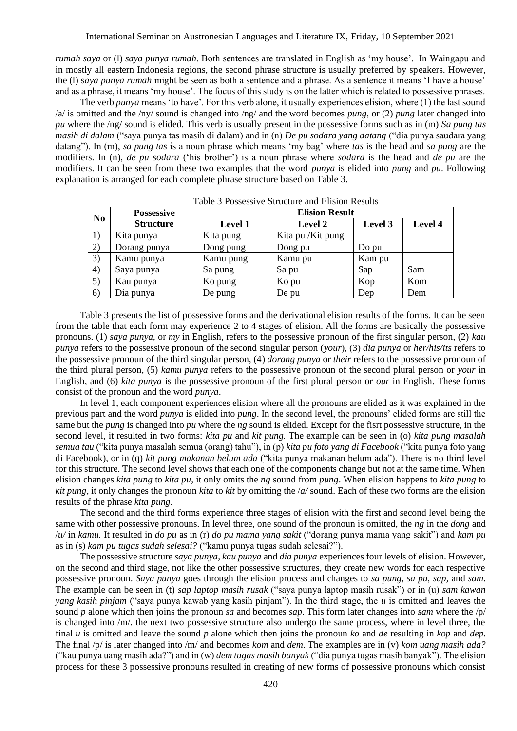*rumah saya* or (l) *saya punya rumah*. Both sentences are translated in English as 'my house'. In Waingapu and in mostly all eastern Indonesia regions, the second phrase structure is usually preferred by speakers. However, the (l) s*aya punya rumah* might be seen as both a sentence and a phrase. As a sentence it means 'I have a house' and as a phrase, it means 'my house'. The focus of this study is on the latter which is related to possessive phrases.

The verb *punya* means 'to have'. For this verb alone, it usually experiences elision, where (1) the last sound /a/ is omitted and the /ny/ sound is changed into /ng/ and the word becomes *pung*, or (2) *pung* later changed into *pu* where the /ng/ sound is elided. This verb is usually present in the possessive forms such as in (m) *Sa pung tas masih di dalam* ("saya punya tas masih di dalam) and in (n) *De pu sodara yang datang* ("dia punya saudara yang datang"). In (m), *sa pung tas* is a noun phrase which means 'my bag' where *tas* is the head and *sa pung* are the modifiers. In (n), *de pu sodara* ('his brother') is a noun phrase where *sodara* is the head and *de pu* are the modifiers. It can be seen from these two examples that the word *punya* is elided into *pung* and *pu*. Following explanation is arranged for each complete phrase structure based on Table 3.

Table 3 Possessive Structure and Elision Results

| No | Possessive Structure | Elision Result | | | |
|---|---|---|---|---|---|
| | | Level 1 | Level 2 | Level 3 | Level 4 |
| 1) | Kita punya | Kita pung | Kita pu /Kit pung | | |
| 2) | Dorang punya | Dong pung | Dong pu | Do pu | |
| 3) | Kamu punya | Kamu pung | Kamu pu | Kam pu | |
| 4) | Saya punya | Sa pung | Sa pu | Sap | Sam |
| 5) | Kau punya | Ko pung | Ko pu | Kop | Kom |
| 6) | Dia punya | De pung | De pu | Dep | Dem |

Table 3 presents the list of possessive forms and the derivational elision results of the forms. It can be seen from the table that each form may experience 2 to 4 stages of elision. All the forms are basically the possessive pronouns. (1) *saya punya,* or *my* in English, refers to the possessive pronoun of the first singular person, (2) *kau punya* refers to the possessive pronoun of the second singular person (*your*), (3) *dia punya* or *her/his/its* refers to the possessive pronoun of the third singular person, (4) *dorang punya* or *their* refers to the possessive pronoun of the third plural person, (5) *kamu punya* refers to the possessive pronoun of the second plural person or *your* in English, and (6) *kita punya* is the possessive pronoun of the first plural person or *our* in English. These forms consist of the pronoun and the word *punya*.

In level 1, each component experiences elision where all the pronouns are elided as it was explained in the previous part and the word *punya* is elided into *pung*. In the second level, the pronouns' elided forms are still the same but the *pung* is changed into *pu* where the *ng* sound is elided. Except for the fisrt possessive structure, in the second level, it resulted in two forms: *kita pu* and *kit pung.* The example can be seen in (o) *kita pung masalah semua tau* ("kita punya masalah semua (orang) tahu"), in (p) *kita pu foto yang di Facebook* ("kita punya foto yang di Facebook), or in (q) *kit pung makanan belum ada* ("kita punya makanan belum ada"). There is no third level for this structure. The second level shows that each one of the components change but not at the same time. When elision changes *kita pung* to *kita pu,* it only omits the *ng* sound from *pung*. When elision happens to *kita pung* to *kit pung*, it only changes the pronoun *kita* to *kit* by omitting the /*a/* sound. Each of these two forms are the elision results of the phrase *kita pung*.

The second and the third forms experience three stages of elision with the first and second level being the same with other possessive pronouns. In level three, one sound of the pronoun is omitted, the *ng* in the *dong* and /*u/* in *kamu.* It resulted in *do pu* as in (r) *do pu mama yang sakit* ("dorang punya mama yang sakit") and *kam pu* as in (s) *kam pu tugas sudah selesai?* ("kamu punya tugas sudah selesai?").

The possessive structure *saya punya*, *kau punya* and *dia punya* experiences four levels of elision. However, on the second and third stage, not like the other possessive structures, they create new words for each respective possessive pronoun. *Saya punya* goes through the elision process and changes to *sa pung*, *sa pu, sap,* and *sam*. The example can be seen in (t) *sap laptop masih rusak* ("saya punya laptop masih rusak") or in (u) *sam kawan yang kasih pinjam* ("saya punya kawab yang kasih pinjam"). In the third stage, the *u* is omitted and leaves the sound *p* alone which then joins the pronoun *sa* and becomes *sap*. This form later changes into *sam* where the /p/ is changed into /m/. the next two possessive structure also undergo the same process, where in level three, the final *u* is omitted and leave the sound *p* alone which then joins the pronoun *ko* and *de* resulting in *kop* and *dep*. The final /p/ is later changed into /m/ and becomes *kom* and *dem*. The examples are in (v) *kom uang masih ada?* ("kau punya uang masih ada?") and in (w) *dem tugas masih banyak* ("dia punya tugas masih banyak"). The elision process for these 3 possessive pronouns resulted in creating of new forms of possessive pronouns which consist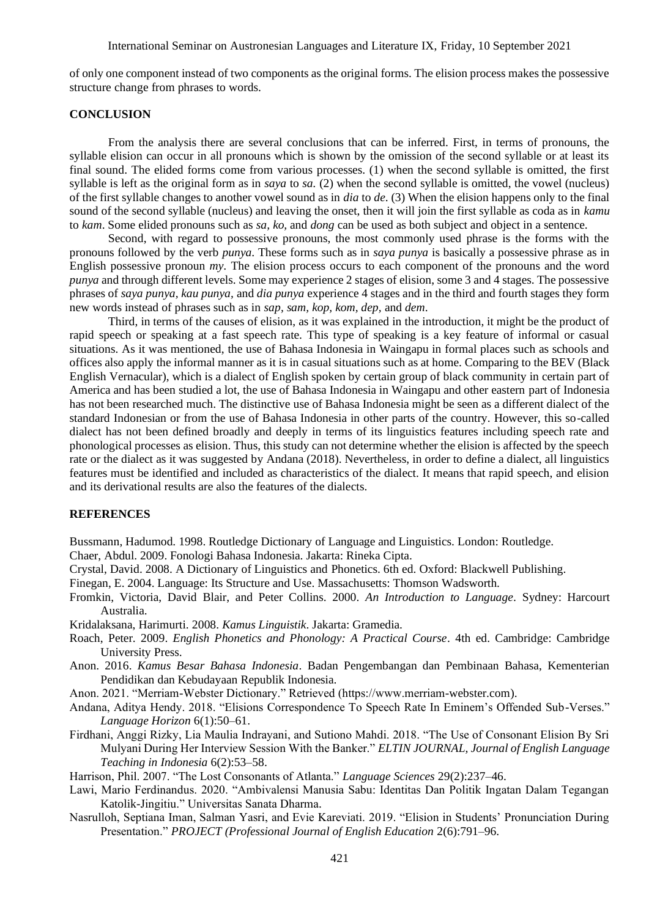of only one component instead of two components as the original forms. The elision process makes the possessive structure change from phrases to words.

## CONCLUSION

From the analysis there are several conclusions that can be inferred. First, in terms of pronouns, the syllable elision can occur in all pronouns which is shown by the omission of the second syllable or at least its final sound. The elided forms come from various processes. (1) when the second syllable is omitted, the first syllable is left as the original form as in *saya* to *sa*. (2) when the second syllable is omitted, the vowel (nucleus) of the first syllable changes to another vowel sound as in *dia* to *de*. (3) When the elision happens only to the final sound of the second syllable (nucleus) and leaving the onset, then it will join the first syllable as coda as in *kamu* to *kam*. Some elided pronouns such as *sa, ko,* and *dong* can be used as both subject and object in a sentence.

Second, with regard to possessive pronouns, the most commonly used phrase is the forms with the pronouns followed by the verb *punya*. These forms such as in *saya punya* is basically a possessive phrase as in English possessive pronoun *my*. The elision process occurs to each component of the pronouns and the word *punya* and through different levels. Some may experience 2 stages of elision, some 3 and 4 stages. The possessive phrases of *saya punya, kau punya,* and *dia punya* experience 4 stages and in the third and fourth stages they form new words instead of phrases such as in *sap, sam, kop, kom, dep,* and *dem*.

Third, in terms of the causes of elision, as it was explained in the introduction, it might be the product of rapid speech or speaking at a fast speech rate. This type of speaking is a key feature of informal or casual situations. As it was mentioned, the use of Bahasa Indonesia in Waingapu in formal places such as schools and offices also apply the informal manner as it is in casual situations such as at home. Comparing to the BEV (Black English Vernacular), which is a dialect of English spoken by certain group of black community in certain part of America and has been studied a lot, the use of Bahasa Indonesia in Waingapu and other eastern part of Indonesia has not been researched much. The distinctive use of Bahasa Indonesia might be seen as a different dialect of the standard Indonesian or from the use of Bahasa Indonesia in other parts of the country. However, this so-called dialect has not been defined broadly and deeply in terms of its linguistics features including speech rate and phonological processes as elision. Thus, this study can not determine whether the elision is affected by the speech rate or the dialect as it was suggested by Andana (2018). Nevertheless, in order to define a dialect, all linguistics features must be identified and included as characteristics of the dialect. It means that rapid speech, and elision and its derivational results are also the features of the dialects.

## REFERENCES

Bussmann, Hadumod. 1998. Routledge Dictionary of Language and Linguistics. London: Routledge.

Chaer, Abdul. 2009. Fonologi Bahasa Indonesia. Jakarta: Rineka Cipta.

Crystal, David. 2008. A Dictionary of Linguistics and Phonetics. 6th ed. Oxford: Blackwell Publishing.

Finegan, E. 2004. Language: Its Structure and Use. Massachusetts: Thomson Wadsworth.

Fromkin, Victoria, David Blair, and Peter Collins. 2000. *An Introduction to Language*. Sydney: Harcourt Australia.

Kridalaksana, Harimurti. 2008. *Kamus Linguistik*. Jakarta: Gramedia.

Roach, Peter. 2009. *English Phonetics and Phonology: A Practical Course*. 4th ed. Cambridge: Cambridge University Press.

Anon. 2016. *Kamus Besar Bahasa Indonesia*. Badan Pengembangan dan Pembinaan Bahasa, Kementerian Pendidikan dan Kebudayaan Republik Indonesia.

Anon. 2021. "Merriam-Webster Dictionary." Retrieved (https://www.merriam-webster.com).

Andana, Aditya Hendy. 2018. "Elisions Correspondence To Speech Rate In Eminem's Offended Sub-Verses." *Language Horizon* 6(1):50–61.

Firdhani, Anggi Rizky, Lia Maulia Indrayani, and Sutiono Mahdi. 2018. "The Use of Consonant Elision By Sri Mulyani During Her Interview Session With the Banker." *ELTIN JOURNAL, Journal of English Language Teaching in Indonesia* 6(2):53–58.

Harrison, Phil. 2007. "The Lost Consonants of Atlanta." *Language Sciences* 29(2):237–46.

Lawi, Mario Ferdinandus. 2020. "Ambivalensi Manusia Sabu: Identitas Dan Politik Ingatan Dalam Tegangan Katolik-Jingitiu." Universitas Sanata Dharma.

Nasrulloh, Septiana Iman, Salman Yasri, and Evie Kareviati. 2019. "Elision in Students' Pronunciation During Presentation." *PROJECT (Professional Journal of English Education* 2(6):791–96.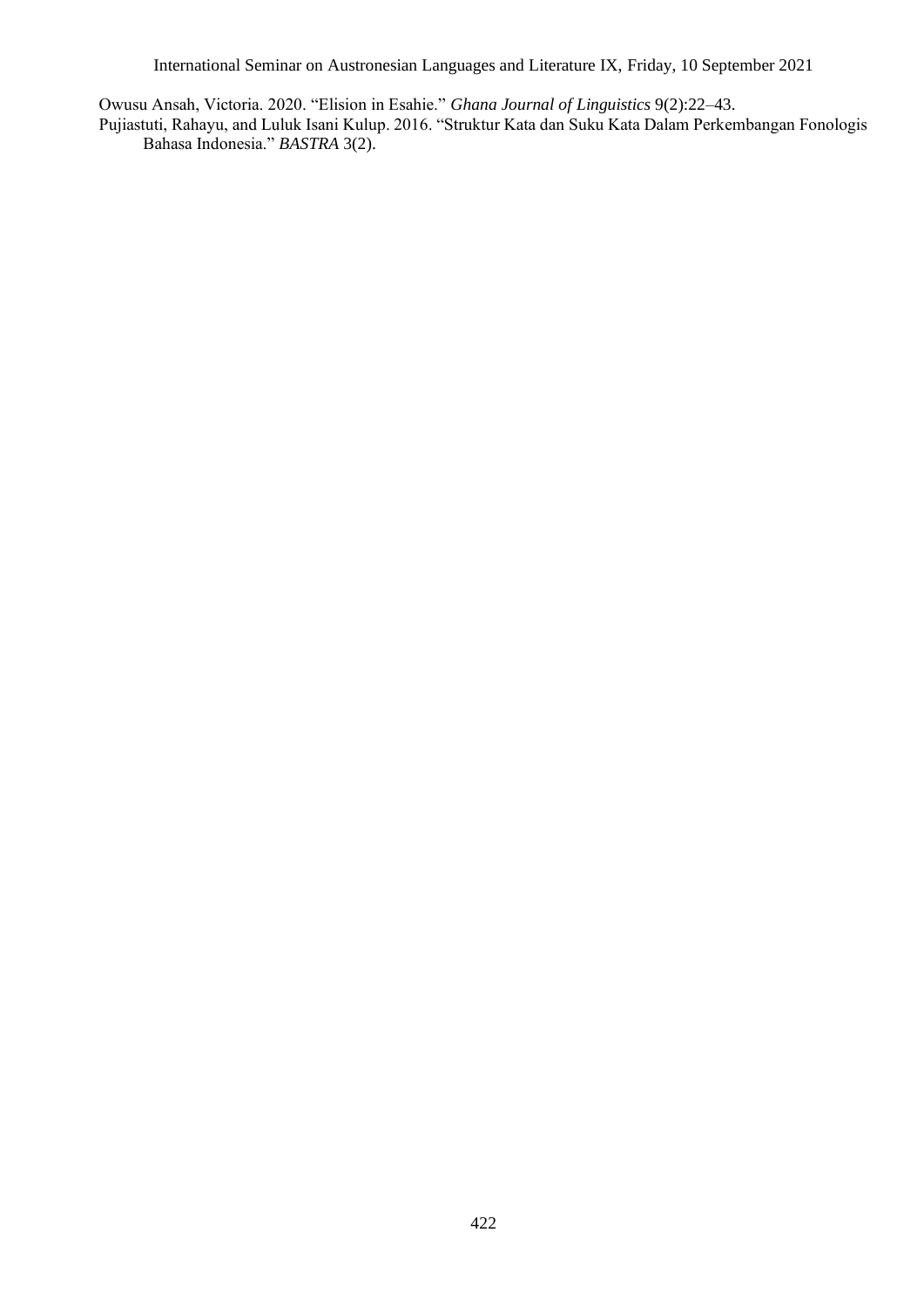Owusu Ansah, Victoria. 2020. "Elision in Esahie." *Ghana Journal of Linguistics* 9(2):22–43.

Pujiastuti, Rahayu, and Luluk Isani Kulup. 2016. "Struktur Kata dan Suku Kata Dalam Perkembangan Fonologis Bahasa Indonesia." *BASTRA* 3(2).